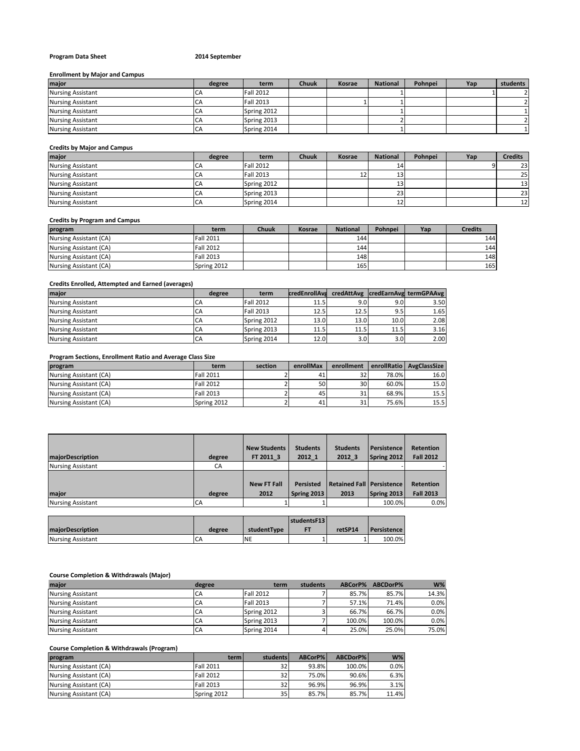**Program Data Sheet** **2014 September**

**Enrollment by Major and Campus**

| major | degree | term | Chuuk | Kosrae | National | Pohnpei | Yap | students |
|---|---|---|---|---|---|---|---|---|
| Nursing Assistant | CA | Fall 2012 | | | 1 | | 1 | 2 |
| Nursing Assistant | CA | Fall 2013 | | 1 | 1 | | | 2 |
| Nursing Assistant | CA | Spring 2012 | | | 1 | | | 1 |
| Nursing Assistant | CA | Spring 2013 | | | 2 | | | 2 |
| Nursing Assistant | CA | Spring 2014 | | | 1 | | | 1 |

**Credits by Major and Campus**

| major | degree | term | Chuuk | Kosrae | National | Pohnpei | Yap | Credits |
|---|---|---|---|---|---|---|---|---|
| Nursing Assistant | CA | Fall 2012 | | | 14 | | 9 | 23 |
| Nursing Assistant | CA | Fall 2013 | | 12 | 13 | | | 25 |
| Nursing Assistant | CA | Spring 2012 | | | 13 | | | 13 |
| Nursing Assistant | CA | Spring 2013 | | | 23 | | | 23 |
| Nursing Assistant | CA | Spring 2014 | | | 12 | | | 12 |

**Credits by Program and Campus**

| program | term | Chuuk | Kosrae | National | Pohnpei | Yap | Credits |
|---|---|---|---|---|---|---|---|
| Nursing Assistant (CA) | Fall 2011 | | | 144 | | | 144 |
| Nursing Assistant (CA) | Fall 2012 | | | 144 | | | 144 |
| Nursing Assistant (CA) | Fall 2013 | | | 148 | | | 148 |
| Nursing Assistant (CA) | Spring 2012 | | | 165 | | | 165 |

**Credits Enrolled, Attempted and Earned (averages)**

| major | degree | term | credEnrollAvg | credAttAvg | credEarnAvg | termGPAAvg |
|---|---|---|---|---|---|---|
| Nursing Assistant | CA | Fall 2012 | 11.5 | 9.0 | 9.0 | 3.50 |
| Nursing Assistant | CA | Fall 2013 | 12.5 | 12.5 | 9.5 | 1.65 |
| Nursing Assistant | CA | Spring 2012 | 13.0 | 13.0 | 10.0 | 2.08 |
| Nursing Assistant | CA | Spring 2013 | 11.5 | 11.5 | 11.5 | 3.16 |
| Nursing Assistant | CA | Spring 2014 | 12.0 | 3.0 | 3.0 | 2.00 |

**Program Sections, Enrollment Ratio and Average Class Size**

| program | term | section | enrollMax | enrollment | enrollRatio | AvgClassSize |
|---|---|---|---|---|---|---|
| Nursing Assistant (CA) | Fall 2011 | 2 | 41 | 32 | 78.0% | 16.0 |
| Nursing Assistant (CA) | Fall 2012 | 2 | 50 | 30 | 60.0% | 15.0 |
| Nursing Assistant (CA) | Fall 2013 | 2 | 45 | 31 | 68.9% | 15.5 |
| Nursing Assistant (CA) | Spring 2012 | 2 | 41 | 31 | 75.6% | 15.5 |

| majorDescription | degree | New Students FT 2011_3 | Students 2012_1 | Students 2012_3 | Persistence Spring 2012 | Retention Fall 2012 |
|---|---|---|---|---|---|---|
| Nursing Assistant | CA | | | | - | - |

| major | degree | New FT Fall 2012 | Persisted Spring 2013 | Retained Fall 2013 | Persistence Spring 2013 | Retention Fall 2013 |
|---|---|---|---|---|---|---|
| Nursing Assistant | CA | 1 | 1 | | 100.0% | 0.0% |

| majorDescription | degree | studentType | studentsF13 FT | retSP14 | Persistence |
|---|---|---|---|---|---|
| Nursing Assistant | CA | NE | 1 | 1 | 100.0% |

**Course Completion & Withdrawals (Major)**

| major | degree | term | students | ABCorP% | ABCDorP% | W% |
|---|---|---|---|---|---|---|
| Nursing Assistant | CA | Fall 2012 | 7 | 85.7% | 85.7% | 14.3% |
| Nursing Assistant | CA | Fall 2013 | 7 | 57.1% | 71.4% | 0.0% |
| Nursing Assistant | CA | Spring 2012 | 3 | 66.7% | 66.7% | 0.0% |
| Nursing Assistant | CA | Spring 2013 | 7 | 100.0% | 100.0% | 0.0% |
| Nursing Assistant | CA | Spring 2014 | 4 | 25.0% | 25.0% | 75.0% |

**Course Completion & Withdrawals (Program)**

| program | term | students | ABCorP% | ABCDorP% | W% |
|---|---|---|---|---|---|
| Nursing Assistant (CA) | Fall 2011 | 32 | 93.8% | 100.0% | 0.0% |
| Nursing Assistant (CA) | Fall 2012 | 32 | 75.0% | 90.6% | 6.3% |
| Nursing Assistant (CA) | Fall 2013 | 32 | 96.9% | 96.9% | 3.1% |
| Nursing Assistant (CA) | Spring 2012 | 35 | 85.7% | 85.7% | 11.4% |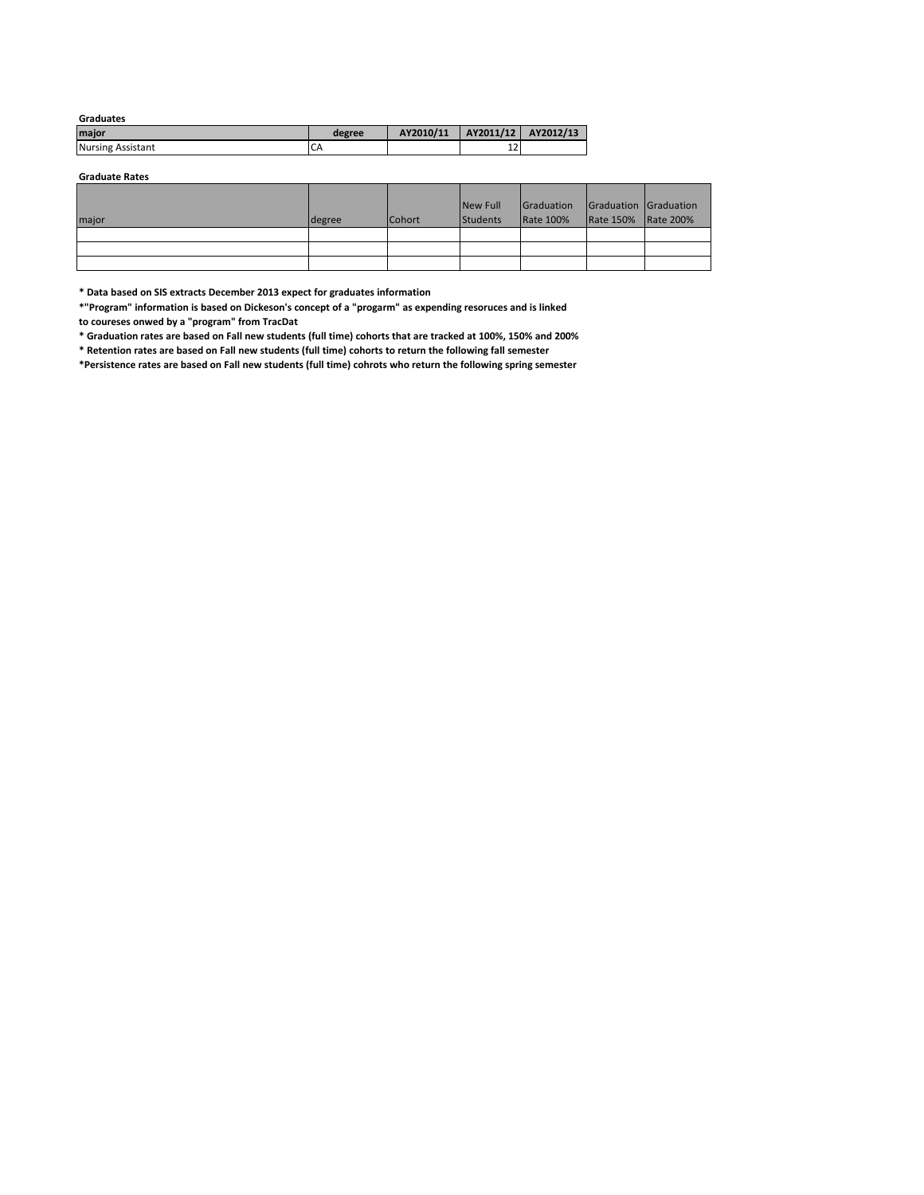**Graduates**

| major | degree | AY2010/11 | AY2011/12 | AY2012/13 |
| --- | --- | --- | --- | --- |
| Nursing Assistant | CA | | 12 | |

**Graduate Rates**

| major | degree | Cohort | New Full Students | Graduation Rate 100% | Graduation Rate 150% | Graduation Rate 200% |
| --- | --- | --- | --- | --- | --- | --- |
| | | | | | | |
| | | | | | | |
| | | | | | | |

**\* Data based on SIS extracts December 2013 expect for graduates information**

**\*"Program" information is based on Dickeson's concept of a "progarm" as expending resoruces and is linked to coureses onwed by a "program" from TracDat**

**\* Graduation rates are based on Fall new students (full time) cohorts that are tracked at 100%, 150% and 200%**

**\* Retention rates are based on Fall new students (full time) cohorts to return the following fall semester**

**\*Persistence rates are based on Fall new students (full time) cohrots who return the following spring semester**